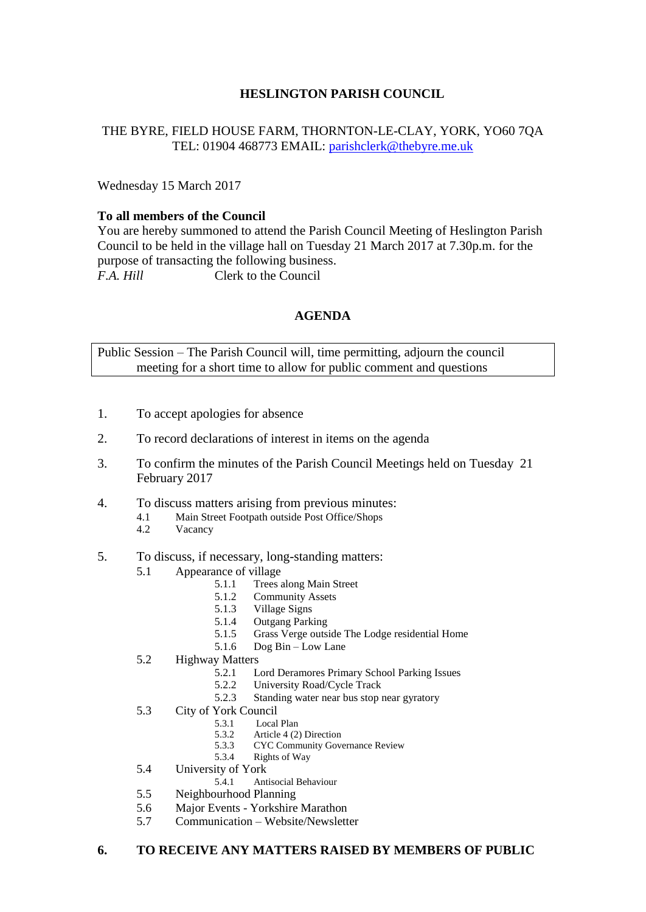# HESLINGTON PARISH COUNCIL

THE BYRE, FIELD HOUSE FARM, THORNTON-LE-CLAY, YORK, YO60 7QA
TEL: 01904 468773 EMAIL: parishclerk@thebyre.me.uk

Wednesday 15 March 2017

**To all members of the Council**

You are hereby summoned to attend the Parish Council Meeting of Heslington Parish Council to be held in the village hall on Tuesday 21 March 2017 at 7.30p.m. for the purpose of transacting the following business.

*F.A. Hill* Clerk to the Council

## AGENDA

| Public Session – The Parish Council will, time permitting, adjourn the council meeting for a short time to allow for public comment and questions |
|---|

1. To accept apologies for absence
2. To record declarations of interest in items on the agenda
3. To confirm the minutes of the Parish Council Meetings held on Tuesday 21 February 2017
4. To discuss matters arising from previous minutes:
   - 4.1 Main Street Footpath outside Post Office/Shops
   - 4.2 Vacancy
5. To discuss, if necessary, long-standing matters:
   - 5.1 Appearance of village
     - 5.1.1 Trees along Main Street
     - 5.1.2 Community Assets
     - 5.1.3 Village Signs
     - 5.1.4 Outgang Parking
     - 5.1.5 Grass Verge outside The Lodge residential Home
     - 5.1.6 Dog Bin – Low Lane
   - 5.2 Highway Matters
     - 5.2.1 Lord Deramores Primary School Parking Issues
     - 5.2.2 University Road/Cycle Track
     - 5.2.3 Standing water near bus stop near gyratory
   - 5.3 City of York Council
     - 5.3.1 Local Plan
     - 5.3.2 Article 4 (2) Direction
     - 5.3.3 CYC Community Governance Review
     - 5.3.4 Rights of Way
   - 5.4 University of York
     - 5.4.1 Antisocial Behaviour
   - 5.5 Neighbourhood Planning
   - 5.6 Major Events - Yorkshire Marathon
   - 5.7 Communication – Website/Newsletter

**6. TO RECEIVE ANY MATTERS RAISED BY MEMBERS OF PUBLIC**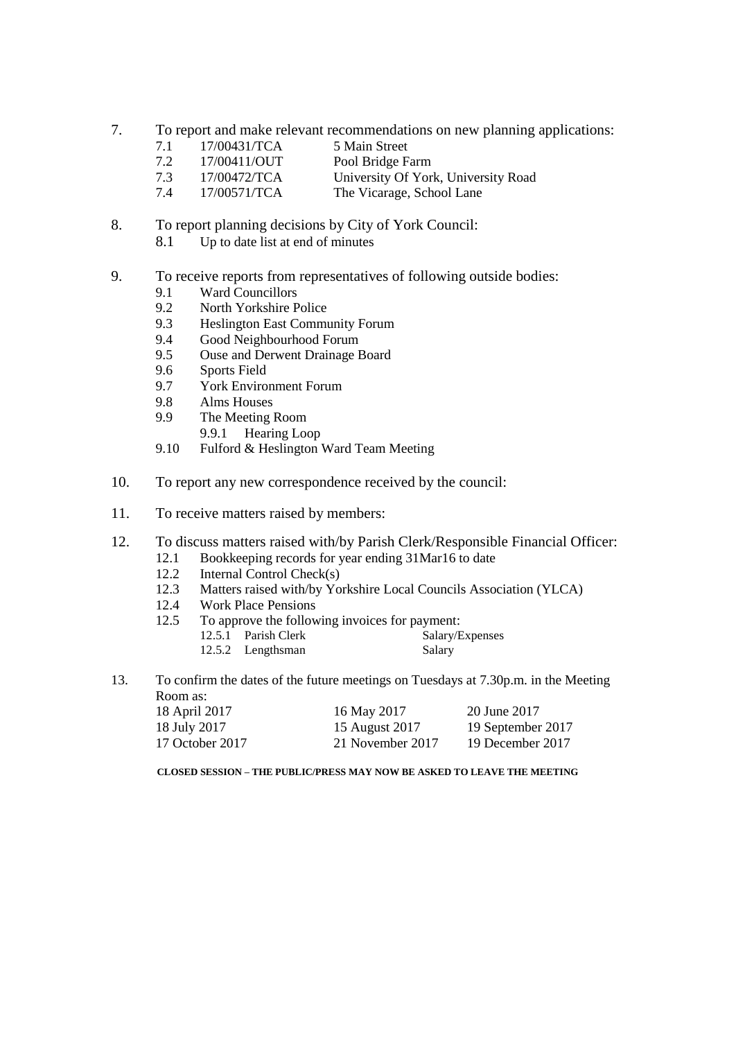7. To report and make relevant recommendations on new planning applications:
   - 7.1 17/00431/TCA 5 Main Street
   - 7.2 17/00411/OUT Pool Bridge Farm
   - 7.3 17/00472/TCA University Of York, University Road
   - 7.4 17/00571/TCA The Vicarage, School Lane

8. To report planning decisions by City of York Council:
   - 8.1 Up to date list at end of minutes

9. To receive reports from representatives of following outside bodies:
   - 9.1 Ward Councillors
   - 9.2 North Yorkshire Police
   - 9.3 Heslington East Community Forum
   - 9.4 Good Neighbourhood Forum
   - 9.5 Ouse and Derwent Drainage Board
   - 9.6 Sports Field
   - 9.7 York Environment Forum
   - 9.8 Alms Houses
   - 9.9 The Meeting Room
     - 9.9.1 Hearing Loop
   - 9.10 Fulford & Heslington Ward Team Meeting

10. To report any new correspondence received by the council:

11. To receive matters raised by members:

12. To discuss matters raised with/by Parish Clerk/Responsible Financial Officer:
    - 12.1 Bookkeeping records for year ending 31Mar16 to date
    - 12.2 Internal Control Check(s)
    - 12.3 Matters raised with/by Yorkshire Local Councils Association (YLCA)
    - 12.4 Work Place Pensions
    - 12.5 To approve the following invoices for payment:
      - 12.5.1 Parish Clerk Salary/Expenses
      - 12.5.2 Lengthsman Salary

13. To confirm the dates of the future meetings on Tuesdays at 7.30p.m. in the Meeting Room as:

| | | |
|---|---|---|
| 18 April 2017 | 16 May 2017 | 20 June 2017 |
| 18 July 2017 | 15 August 2017 | 19 September 2017 |
| 17 October 2017 | 21 November 2017 | 19 December 2017 |

**CLOSED SESSION – THE PUBLIC/PRESS MAY NOW BE ASKED TO LEAVE THE MEETING**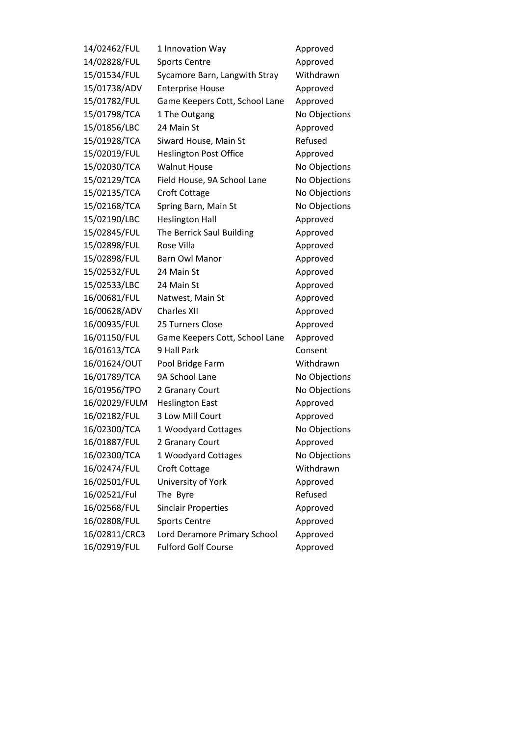| | | |
|---|---|---|
| 14/02462/FUL | 1 Innovation Way | Approved |
| 14/02828/FUL | Sports Centre | Approved |
| 15/01534/FUL | Sycamore Barn, Langwith Stray | Withdrawn |
| 15/01738/ADV | Enterprise House | Approved |
| 15/01782/FUL | Game Keepers Cott, School Lane | Approved |
| 15/01798/TCA | 1 The Outgang | No Objections |
| 15/01856/LBC | 24 Main St | Approved |
| 15/01928/TCA | Siward House, Main St | Refused |
| 15/02019/FUL | Heslington Post Office | Approved |
| 15/02030/TCA | Walnut House | No Objections |
| 15/02129/TCA | Field House, 9A School Lane | No Objections |
| 15/02135/TCA | Croft Cottage | No Objections |
| 15/02168/TCA | Spring Barn, Main St | No Objections |
| 15/02190/LBC | Heslington Hall | Approved |
| 15/02845/FUL | The Berrick Saul Building | Approved |
| 15/02898/FUL | Rose Villa | Approved |
| 15/02898/FUL | Barn Owl Manor | Approved |
| 15/02532/FUL | 24 Main St | Approved |
| 15/02533/LBC | 24 Main St | Approved |
| 16/00681/FUL | Natwest, Main St | Approved |
| 16/00628/ADV | Charles XII | Approved |
| 16/00935/FUL | 25 Turners Close | Approved |
| 16/01150/FUL | Game Keepers Cott, School Lane | Approved |
| 16/01613/TCA | 9 Hall Park | Consent |
| 16/01624/OUT | Pool Bridge Farm | Withdrawn |
| 16/01789/TCA | 9A School Lane | No Objections |
| 16/01956/TPO | 2 Granary Court | No Objections |
| 16/02029/FULM | Heslington East | Approved |
| 16/02182/FUL | 3 Low Mill Court | Approved |
| 16/02300/TCA | 1 Woodyard Cottages | No Objections |
| 16/01887/FUL | 2 Granary Court | Approved |
| 16/02300/TCA | 1 Woodyard Cottages | No Objections |
| 16/02474/FUL | Croft Cottage | Withdrawn |
| 16/02501/FUL | University of York | Approved |
| 16/02521/Ful | The Byre | Refused |
| 16/02568/FUL | Sinclair Properties | Approved |
| 16/02808/FUL | Sports Centre | Approved |
| 16/02811/CRC3 | Lord Deramore Primary School | Approved |
| 16/02919/FUL | Fulford Golf Course | Approved |